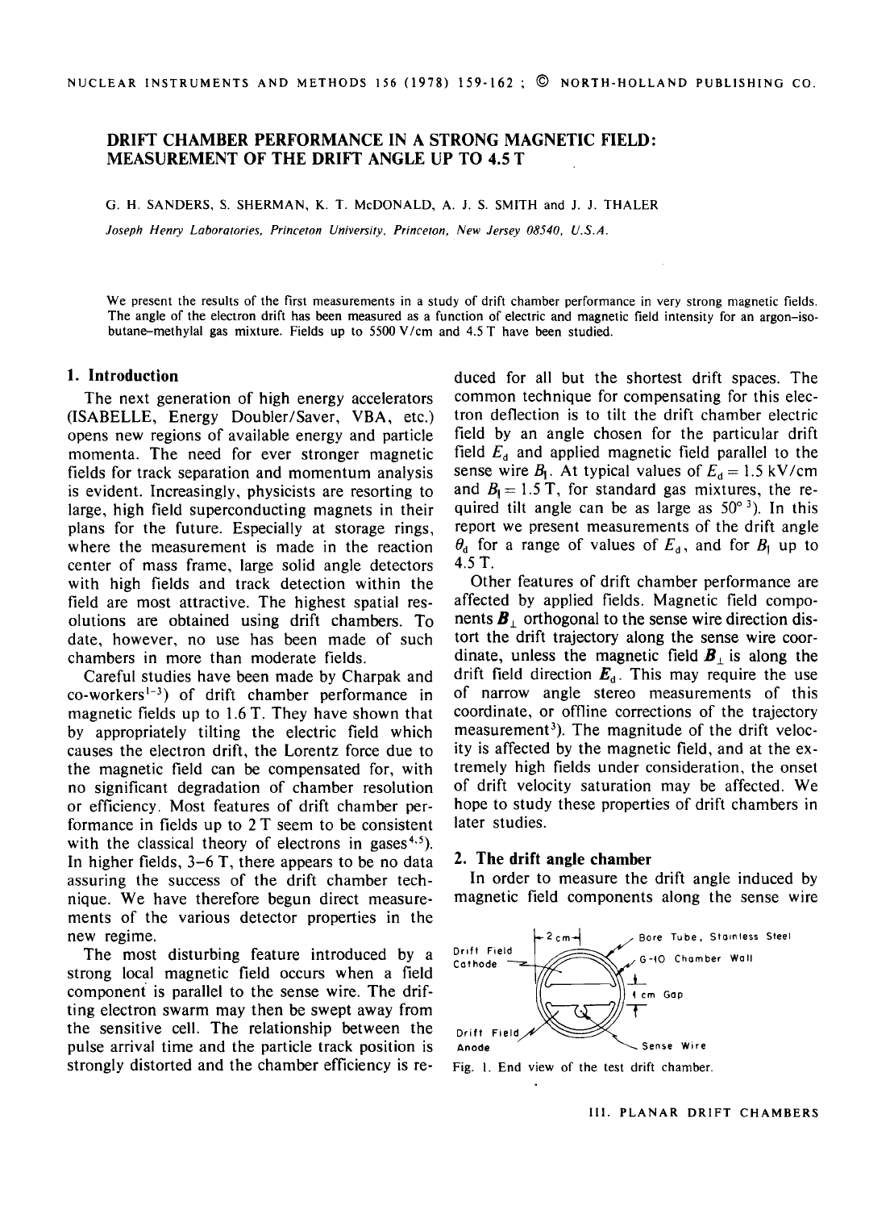# DRIFT CHAMBER PERFORMANCE IN A STRONG MAGNETIC FIELD: MEASUREMENT OF THE DRIFT ANGLE UP TO 4.5 T

G. H. SANDERS, S. SHERMAN, K. T. McDONALD, A. J. S. SMITH and J. J. THALER

*Joseph Henry Laboratories, Princeton University, Princeton, New Jersey 08540, U.S.A.*

We present the results of the first measurements in a study of drift chamber performance in very strong magnetic fields. The angle of the electron drift has been measured as a function of electric and magnetic field intensity for an argon–isobutane–methylal gas mixture. Fields up to 5500 V/cm and 4.5 T have been studied.

## 1. Introduction

The next generation of high energy accelerators (ISABELLE, Energy Doubler/Saver, VBA, etc.) opens new regions of available energy and particle momenta. The need for ever stronger magnetic fields for track separation and momentum analysis is evident. Increasingly, physicists are resorting to large, high field superconducting magnets in their plans for the future. Especially at storage rings, where the measurement is made in the reaction center of mass frame, large solid angle detectors with high fields and track detection within the field are most attractive. The highest spatial resolutions are obtained using drift chambers. To date, however, no use has been made of such chambers in more than moderate fields.

Careful studies have been made by Charpak and co-workers[1–3]) of drift chamber performance in magnetic fields up to 1.6 T. They have shown that by appropriately tilting the electric field which causes the electron drift, the Lorentz force due to the magnetic field can be compensated for, with no significant degradation of chamber resolution or efficiency. Most features of drift chamber performance in fields up to 2 T seem to be consistent with the classical theory of electrons in gases[4,5]). In higher fields, 3–6 T, there appears to be no data assuring the success of the drift chamber technique. We have therefore begun direct measurements of the various detector properties in the new regime.

The most disturbing feature introduced by a strong local magnetic field occurs when a field component is parallel to the sense wire. The drifting electron swarm may then be swept away from the sensitive cell. The relationship between the pulse arrival time and the particle track position is strongly distorted and the chamber efficiency is reduced for all but the shortest drift spaces. The common technique for compensating for this electron deflection is to tilt the drift chamber electric field by an angle chosen for the particular drift field $E_d$ and applied magnetic field parallel to the sense wire $B_\parallel$. At typical values of $E_d = 1.5$ kV/cm and $B_\parallel = 1.5$ T, for standard gas mixtures, the required tilt angle can be as large as 50°[3]). In this report we present measurements of the drift angle $\theta_d$ for a range of values of $E_d$, and for $B_\parallel$ up to 4.5 T.

Other features of drift chamber performance are affected by applied fields. Magnetic field components $\boldsymbol{B}_\perp$ orthogonal to the sense wire direction distort the drift trajectory along the sense wire coordinate, unless the magnetic field $\boldsymbol{B}_\perp$ is along the drift field direction $\boldsymbol{E}_d$. This may require the use of narrow angle stereo measurements of this coordinate, or offline corrections of the trajectory measurement[3]). The magnitude of the drift velocity is affected by the magnetic field, and at the extremely high fields under consideration, the onset of drift velocity saturation may be affected. We hope to study these properties of drift chambers in later studies.

## 2. The drift angle chamber

In order to measure the drift angle induced by magnetic field components along the sense wire

Fig. 1. End view of the test drift chamber.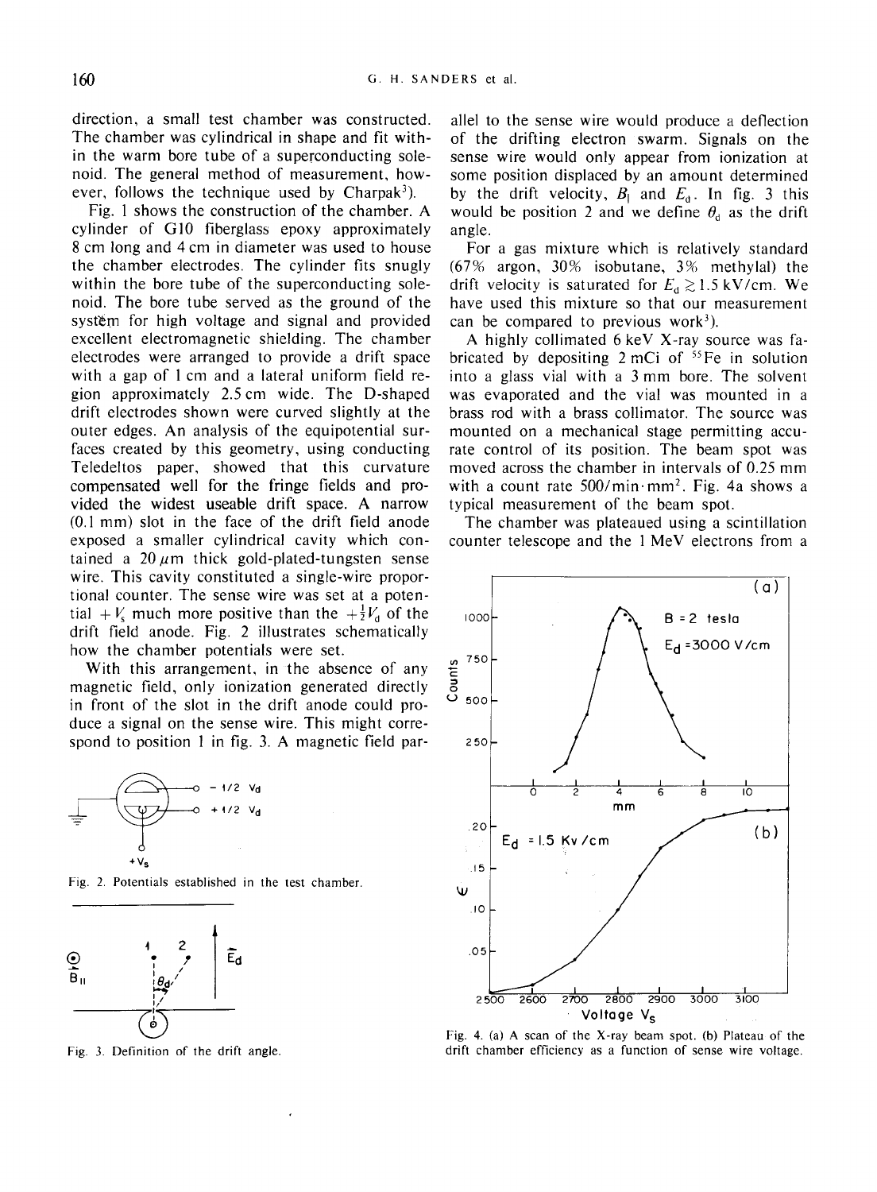direction, a small test chamber was constructed. The chamber was cylindrical in shape and fit within the warm bore tube of a superconducting solenoid. The general method of measurement, however, follows the technique used by Charpak[3]).

Fig. 1 shows the construction of the chamber. A cylinder of G10 fiberglass epoxy approximately 8 cm long and 4 cm in diameter was used to house the chamber electrodes. The cylinder fits snugly within the bore tube of the superconducting solenoid. The bore tube served as the ground of the system for high voltage and signal and provided excellent electromagnetic shielding. The chamber electrodes were arranged to provide a drift space with a gap of 1 cm and a lateral uniform field region approximately 2.5 cm wide. The D-shaped drift electrodes shown were curved slightly at the outer edges. An analysis of the equipotential surfaces created by this geometry, using conducting Teledeltos paper, showed that this curvature compensated well for the fringe fields and provided the widest useable drift space. A narrow (0.1 mm) slot in the face of the drift field anode exposed a smaller cylindrical cavity which contained a 20 $\mu$m thick gold-plated-tungsten sense wire. This cavity constituted a single-wire proportional counter. The sense wire was set at a potential $+V_s$ much more positive than the $+\frac{1}{2}V_d$ of the drift field anode. Fig. 2 illustrates schematically how the chamber potentials were set.

With this arrangement, in the absence of any magnetic field, only ionization generated directly in front of the slot in the drift anode could produce a signal on the sense wire. This might correspond to position 1 in fig. 3. A magnetic field parallel to the sense wire would produce a deflection of the drifting electron swarm. Signals on the sense wire would only appear from ionization at some position displaced by an amount determined by the drift velocity, $B_\parallel$ and $E_d$. In fig. 3 this would be position 2 and we define $\theta_d$ as the drift angle.

For a gas mixture which is relatively standard (67% argon, 30% isobutane, 3% methylal) the drift velocity is saturated for $E_d \gtrsim 1.5$ kV/cm. We have used this mixture so that our measurement can be compared to previous work[3]).

A highly collimated 6 keV X-ray source was fabricated by depositing 2 mCi of $^{55}$Fe in solution into a glass vial with a 3 mm bore. The solvent was evaporated and the vial was mounted in a brass rod with a brass collimator. The source was mounted on a mechanical stage permitting accurate control of its position. The beam spot was moved across the chamber in intervals of 0.25 mm with a count rate 500/min·mm². Fig. 4a shows a typical measurement of the beam spot.

The chamber was plateaued using a scintillation counter telescope and the 1 MeV electrons from a

Fig. 2. Potentials established in the test chamber.

Fig. 3. Definition of the drift angle.

Fig. 4. (a) A scan of the X-ray beam spot. (b) Plateau of the drift chamber efficiency as a function of sense wire voltage.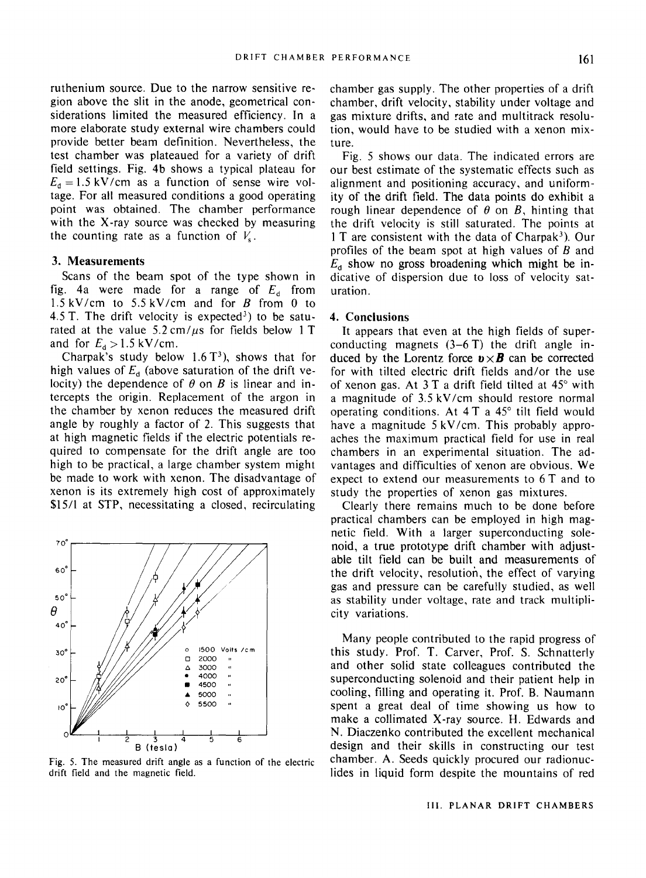ruthenium source. Due to the narrow sensitive region above the slit in the anode, geometrical considerations limited the measured efficiency. In a more elaborate study external wire chambers could provide better beam definition. Nevertheless, the test chamber was plateaued for a variety of drift field settings. Fig. 4b shows a typical plateau for $E_d = 1.5$ kV/cm as a function of sense wire voltage. For all measured conditions a good operating point was obtained. The chamber performance with the X-ray source was checked by measuring the counting rate as a function of $V_s$.

## 3. Measurements

Scans of the beam spot of the type shown in fig. 4a were made for a range of $E_d$ from 1.5 kV/cm to 5.5 kV/cm and for $B$ from 0 to 4.5 T. The drift velocity is expected[3]) to be saturated at the value 5.2 cm/$\mu$s for fields below 1 T and for $E_d > 1.5$ kV/cm.

Charpak's study below 1.6 T[3]), shows that for high values of $E_d$ (above saturation of the drift velocity) the dependence of $\theta$ on $B$ is linear and intercepts the origin. Replacement of the argon in the chamber by xenon reduces the measured drift angle by roughly a factor of 2. This suggests that at high magnetic fields if the electric potentials required to compensate for the drift angle are too high to be practical, a large chamber system might be made to work with xenon. The disadvantage of xenon is its extremely high cost of approximately \$15/l at STP, necessitating a closed, recirculating chamber gas supply. The other properties of a drift chamber, drift velocity, stability under voltage and gas mixture drifts, and rate and multitrack resolution, would have to be studied with a xenon mixture.

Fig. 5 shows our data. The indicated errors are our best estimate of the systematic effects such as alignment and positioning accuracy, and uniformity of the drift field. The data points do exhibit a rough linear dependence of $\theta$ on $B$, hinting that the drift velocity is still saturated. The points at 1 T are consistent with the data of Charpak[3]). Our profiles of the beam spot at high values of $B$ and $E_d$ show no gross broadening which might be indicative of dispersion due to loss of velocity saturation.

Fig. 5. The measured drift angle as a function of the electric drift field and the magnetic field.

## 4. Conclusions

It appears that even at the high fields of superconducting magnets (3–6 T) the drift angle induced by the Lorentz force $\boldsymbol{v} \times \boldsymbol{B}$ can be corrected for with tilted electric drift fields and/or the use of xenon gas. At 3 T a drift field tilted at 45° with a magnitude of 3.5 kV/cm should restore normal operating conditions. At 4 T a 45° tilt field would have a magnitude 5 kV/cm. This probably approaches the maximum practical field for use in real chambers in an experimental situation. The advantages and difficulties of xenon are obvious. We expect to extend our measurements to 6 T and to study the properties of xenon gas mixtures.

Clearly there remains much to be done before practical chambers can be employed in high magnetic field. With a larger superconducting solenoid, a true prototype drift chamber with adjustable tilt field can be built and measurements of the drift velocity, resolution, the effect of varying gas and pressure can be carefully studied, as well as stability under voltage, rate and track multiplicity variations.

Many people contributed to the rapid progress of this study. Prof. T. Carver, Prof. S. Schnatterly and other solid state colleagues contributed the superconducting solenoid and their patient help in cooling, filling and operating it. Prof. B. Naumann spent a great deal of time showing us how to make a collimated X-ray source. H. Edwards and N. Diaczenko contributed the excellent mechanical design and their skills in constructing our test chamber. A. Seeds quickly procured our radionuclides in liquid form despite the mountains of red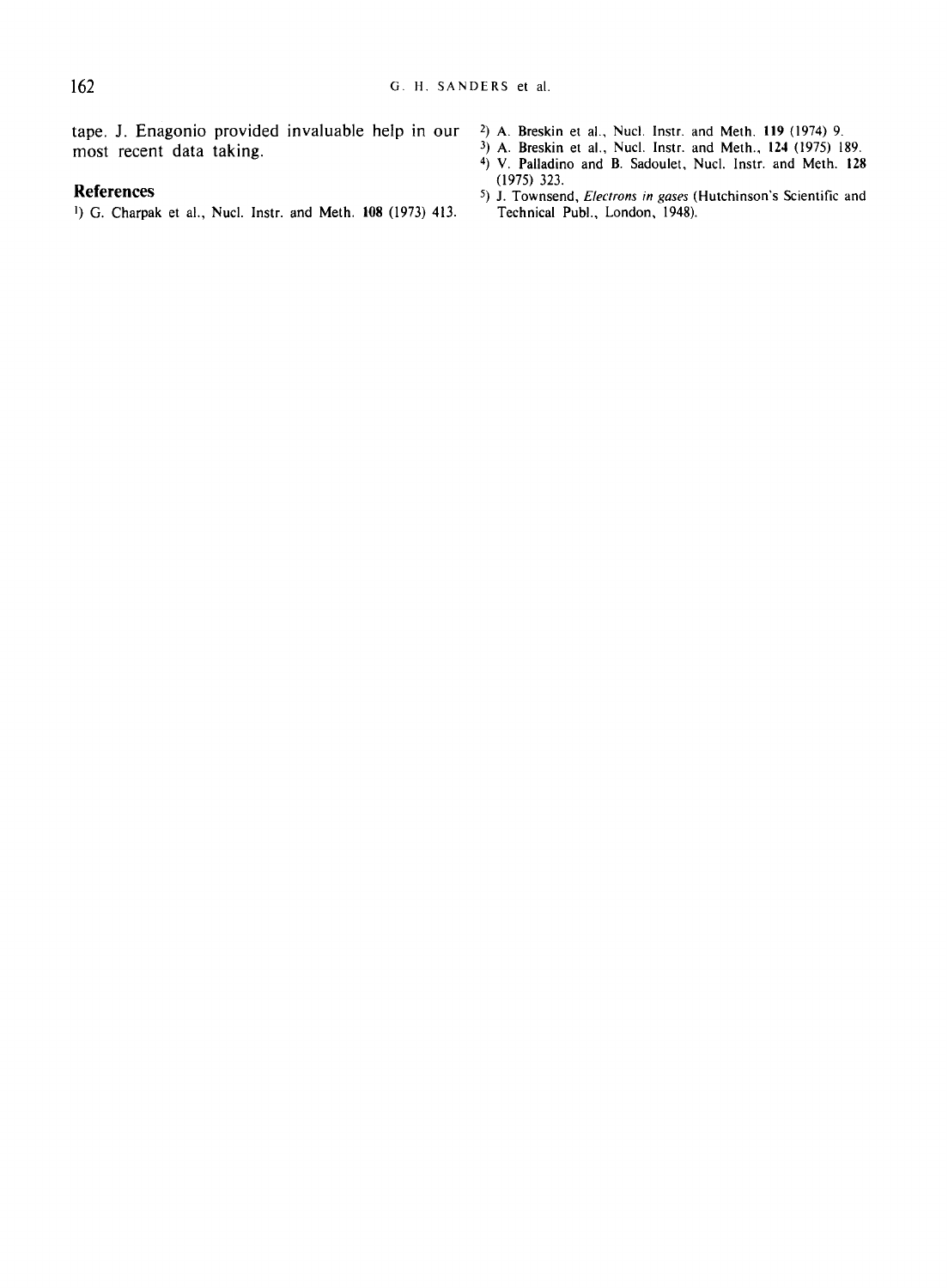tape. J. Enagonio provided invaluable help in our most recent data taking.

## References

[1]) G. Charpak et al., Nucl. Instr. and Meth. **108** (1973) 413.

[2]) A. Breskin et al., Nucl. Instr. and Meth. **119** (1974) 9.

[3]) A. Breskin et al., Nucl. Instr. and Meth., **124** (1975) 189.

[4]) V. Palladino and B. Sadoulet, Nucl. Instr. and Meth. **128** (1975) 323.

[5]) J. Townsend, *Electrons in gases* (Hutchinson's Scientific and Technical Publ., London, 1948).